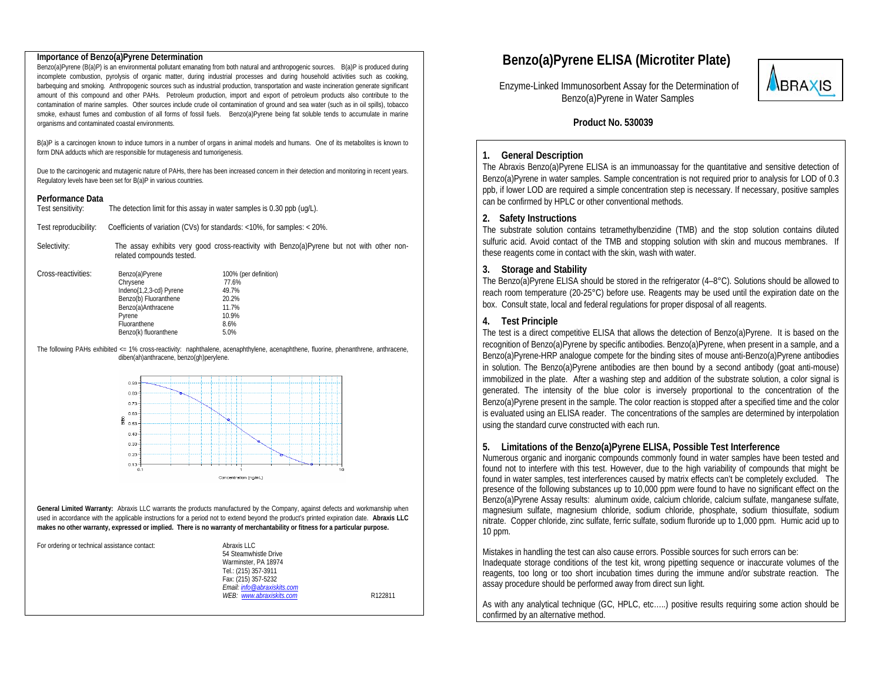# Benzo(a)Pyrene ELISA (Microtiter Plate)

Enzyme-Linked Immunosorbent Assay for the Determination of Benzo(a)Pyrene in Water Samples

**Product No. 530039**

## 1. General Description

The Abraxis Benzo(a)Pyrene ELISA is an immunoassay for the quantitative and sensitive detection of Benzo(a)Pyrene in water samples. Sample concentration is not required prior to analysis for LOD of 0.3 ppb, if lower LOD are required a simple concentration step is necessary. If necessary, positive samples can be confirmed by HPLC or other conventional methods.

## 2. Safety Instructions

The substrate solution contains tetramethylbenzidine (TMB) and the stop solution contains diluted sulfuric acid. Avoid contact of the TMB and stopping solution with skin and mucous membranes. If these reagents come in contact with the skin, wash with water.

## 3. Storage and Stability

The Benzo(a)Pyrene ELISA should be stored in the refrigerator (4–8°C). Solutions should be allowed to reach room temperature (20-25°C) before use. Reagents may be used until the expiration date on the box. Consult state, local and federal regulations for proper disposal of all reagents.

## 4. Test Principle

The test is a direct competitive ELISA that allows the detection of Benzo(a)Pyrene. It is based on the recognition of Benzo(a)Pyrene by specific antibodies. Benzo(a)Pyrene, when present in a sample, and a Benzo(a)Pyrene-HRP analogue compete for the binding sites of mouse anti-Benzo(a)Pyrene antibodies in solution. The Benzo(a)Pyrene antibodies are then bound by a second antibody (goat anti-mouse) immobilized in the plate. After a washing step and addition of the substrate solution, a color signal is generated. The intensity of the blue color is inversely proportional to the concentration of the Benzo(a)Pyrene present in the sample. The color reaction is stopped after a specified time and the color is evaluated using an ELISA reader. The concentrations of the samples are determined by interpolation using the standard curve constructed with each run.

## 5. Limitations of the Benzo(a)Pyrene ELISA, Possible Test Interference

Numerous organic and inorganic compounds commonly found in water samples have been tested and found not to interfere with this test. However, due to the high variability of compounds that might be found in water samples, test interferences caused by matrix effects can't be completely excluded. The presence of the following substances up to 10,000 ppm were found to have no significant effect on the Benzo(a)Pyrene Assay results: aluminum oxide, calcium chloride, calcium sulfate, manganese sulfate, magnesium sulfate, magnesium chloride, sodium chloride, phosphate, sodium thiosulfate, sodium nitrate. Copper chloride, zinc sulfate, ferric sulfate, sodium fluroride up to 1,000 ppm. Humic acid up to 10 ppm.

Mistakes in handling the test can also cause errors. Possible sources for such errors can be:
Inadequate storage conditions of the test kit, wrong pipetting sequence or inaccurate volumes of the reagents, too long or too short incubation times during the immune and/or substrate reaction. The assay procedure should be performed away from direct sun light.

As with any analytical technique (GC, HPLC, etc…..) positive results requiring some action should be confirmed by an alternative method.

### Importance of Benzo(a)Pyrene Determination

Benzo(a)Pyrene (B(a)P) is an environmental pollutant emanating from both natural and anthropogenic sources. B(a)P is produced during incomplete combustion, pyrolysis of organic matter, during industrial processes and during household activities such as cooking, barbequing and smoking. Anthropogenic sources such as industrial production, transportation and waste incineration generate significant amount of this compound and other PAHs. Petroleum production, import and export of petroleum products also contribute to the contamination of marine samples. Other sources include crude oil contamination of ground and sea water (such as in oil spills), tobacco smoke, exhaust fumes and combustion of all forms of fossil fuels. Benzo(a)Pyrene being fat soluble tends to accumulate in marine organisms and contaminated coastal environments.

B(a)P is a carcinogen known to induce tumors in a number of organs in animal models and humans. One of its metabolites is known to form DNA adducts which are responsible for mutagenesis and tumorigenesis.

Due to the carcinogenic and mutagenic nature of PAHs, there has been increased concern in their detection and monitoring in recent years. Regulatory levels have been set for B(a)P in various countries.

### Performance Data

Test sensitivity: The detection limit for this assay in water samples is 0.30 ppb (ug/L).

Test reproducibility: Coefficients of variation (CVs) for standards: <10%, for samples: < 20%.

Selectivity: The assay exhibits very good cross-reactivity with Benzo(a)Pyrene but not with other non-related compounds tested.

Cross-reactivities:

| Compound | Cross-reactivity |
|---|---|
| Benzo(a)Pyrene | 100% (per definition) |
| Chrysene | 77.6% |
| Indeno{1,2,3-cd} Pyrene | 49.7% |
| Benzo(b) Fluoranthene | 20.2% |
| Benzo(a)Anthracene | 11.7% |
| Pyrene | 10.9% |
| Fluoranthene | 8.6% |
| Benzo(k) fluoranthene | 5.0% |

The following PAHs exhibited <= 1% cross-reactivity: naphthalene, acenaphthylene, acenaphthene, fluorine, phenanthrene, anthracene, diben(ah)anthracene, benzo(gh)perylene.

**General Limited Warranty:** Abraxis LLC warrants the products manufactured by the Company, against defects and workmanship when used in accordance with the applicable instructions for a period not to extend beyond the product's printed expiration date. **Abraxis LLC makes no other warranty, expressed or implied. There is no warranty of merchantability or fitness for a particular purpose.**

For ordering or technical assistance contact:

Abraxis LLC
54 Steamwhistle Drive
Warminster, PA 18974
Tel.: (215) 357-3911
Fax: (215) 357-5232
*Email: info@abraxiskits.com*
*WEB: www.abraxiskits.com*

R122811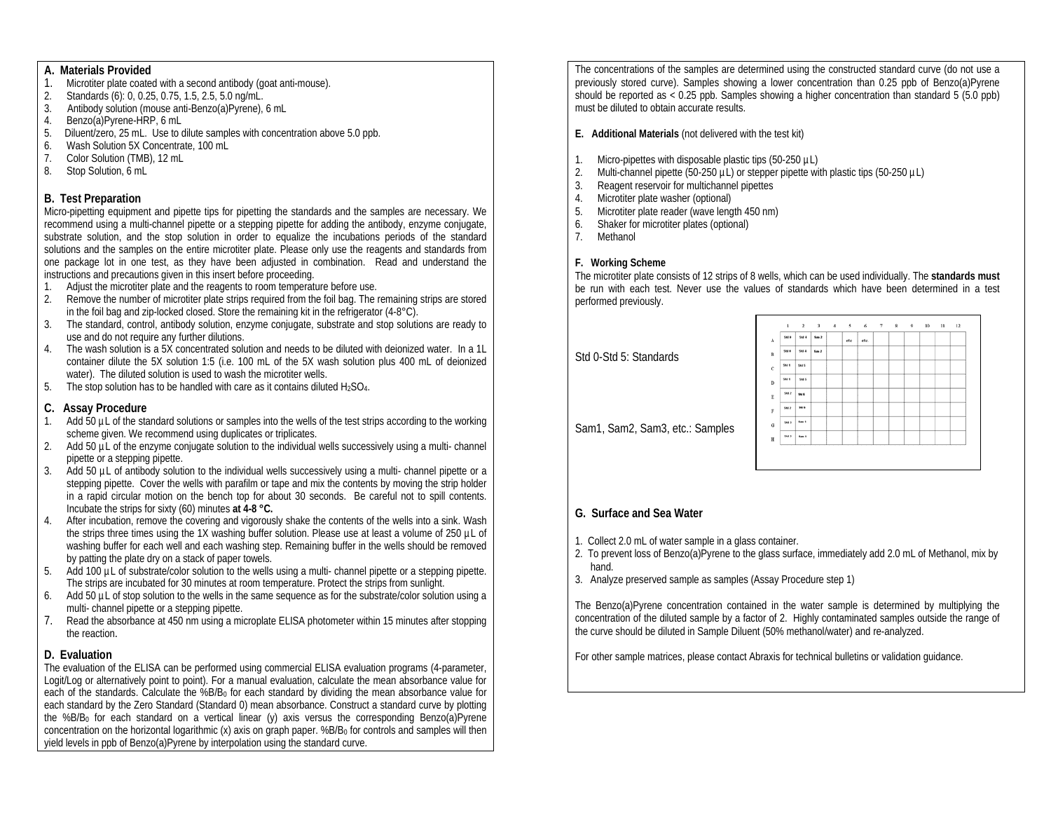## A. Materials Provided

1. Microtiter plate coated with a second antibody (goat anti-mouse).
2. Standards (6): 0, 0.25, 0.75, 1.5, 2.5, 5.0 ng/mL.
3. Antibody solution (mouse anti-Benzo(a)Pyrene), 6 mL
4. Benzo(a)Pyrene-HRP, 6 mL
5. Diluent/zero, 25 mL. Use to dilute samples with concentration above 5.0 ppb.
6. Wash Solution 5X Concentrate, 100 mL
7. Color Solution (TMB), 12 mL
8. Stop Solution, 6 mL

## B. Test Preparation

Micro-pipetting equipment and pipette tips for pipetting the standards and the samples are necessary. We recommend using a multi-channel pipette or a stepping pipette for adding the antibody, enzyme conjugate, substrate solution, and the stop solution in order to equalize the incubations periods of the standard solutions and the samples on the entire microtiter plate. Please only use the reagents and standards from one package lot in one test, as they have been adjusted in combination. Read and understand the instructions and precautions given in this insert before proceeding.

1. Adjust the microtiter plate and the reagents to room temperature before use.
2. Remove the number of microtiter plate strips required from the foil bag. The remaining strips are stored in the foil bag and zip-locked closed. Store the remaining kit in the refrigerator (4-8°C).
3. The standard, control, antibody solution, enzyme conjugate, substrate and stop solutions are ready to use and do not require any further dilutions.
4. The wash solution is a 5X concentrated solution and needs to be diluted with deionized water. In a 1L container dilute the 5X solution 1:5 (i.e. 100 mL of the 5X wash solution plus 400 mL of deionized water). The diluted solution is used to wash the microtiter wells.
5. The stop solution has to be handled with care as it contains diluted $H_2SO_4$.

## C. Assay Procedure

1. Add 50 µL of the standard solutions or samples into the wells of the test strips according to the working scheme given. We recommend using duplicates or triplicates.
2. Add 50 µL of the enzyme conjugate solution to the individual wells successively using a multi- channel pipette or a stepping pipette.
3. Add 50 µL of antibody solution to the individual wells successively using a multi- channel pipette or a stepping pipette. Cover the wells with parafilm or tape and mix the contents by moving the strip holder in a rapid circular motion on the bench top for about 30 seconds. Be careful not to spill contents. Incubate the strips for sixty (60) minutes **at 4-8 °C.**
4. After incubation, remove the covering and vigorously shake the contents of the wells into a sink. Wash the strips three times using the 1X washing buffer solution. Please use at least a volume of 250 µL of washing buffer for each well and each washing step. Remaining buffer in the wells should be removed by patting the plate dry on a stack of paper towels.
5. Add 100 µL of substrate/color solution to the wells using a multi- channel pipette or a stepping pipette. The strips are incubated for 30 minutes at room temperature. Protect the strips from sunlight.
6. Add 50 µL of stop solution to the wells in the same sequence as for the substrate/color solution using a multi- channel pipette or a stepping pipette.
7. Read the absorbance at 450 nm using a microplate ELISA photometer within 15 minutes after stopping the reaction.

## D. Evaluation

The evaluation of the ELISA can be performed using commercial ELISA evaluation programs (4-parameter, Logit/Log or alternatively point to point). For a manual evaluation, calculate the mean absorbance value for each of the standards. Calculate the %$B/B_0$ for each standard by dividing the mean absorbance value for each standard by the Zero Standard (Standard 0) mean absorbance. Construct a standard curve by plotting the %$B/B_0$ for each standard on a vertical linear (y) axis versus the corresponding Benzo(a)Pyrene concentration on the horizontal logarithmic (x) axis on graph paper. %$B/B_0$ for controls and samples will then yield levels in ppb of Benzo(a)Pyrene by interpolation using the standard curve.

The concentrations of the samples are determined using the constructed standard curve (do not use a previously stored curve). Samples showing a lower concentration than 0.25 ppb of Benzo(a)Pyrene should be reported as < 0.25 ppb. Samples showing a higher concentration than standard 5 (5.0 ppb) must be diluted to obtain accurate results.

## E. Additional Materials (not delivered with the test kit)

1. Micro-pipettes with disposable plastic tips (50-250 µL)
2. Multi-channel pipette (50-250 µL) or stepper pipette with plastic tips (50-250 µL)
3. Reagent reservoir for multichannel pipettes
4. Microtiter plate washer (optional)
5. Microtiter plate reader (wave length 450 nm)
6. Shaker for microtiter plates (optional)
7. Methanol

## F. Working Scheme

The microtiter plate consists of 12 strips of 8 wells, which can be used individually. The **standards must** be run with each test. Never use the values of standards which have been determined in a test performed previously.

Std 0-Std 5: Standards

Sam1, Sam2, Sam3, etc.: Samples

| | 1 | 2 | 3 | 4 | 5 | 6 | 7 | 8 | 9 | 10 | 11 | 12 |
|---|---|---|---|---|---|---|---|---|---|---|---|---|
| A | Std 0 | Std 4 | Sam 2 | | etc | etc | | | | | | |
| B | Std 0 | Std 4 | Sam 2 | | | | | | | | | |
| C | Std 1 | Std 5 | | | | | | | | | | |
| D | Std 1 | Std 5 | | | | | | | | | | |
| E | Std 2 | Std 6 | | | | | | | | | | |
| F | Std 2 | Std 6 | | | | | | | | | | |
| G | Std 3 | Sam 1 | | | | | | | | | | |
| H | Std 3 | Sam 1 | | | | | | | | | | |

## G. Surface and Sea Water

1. Collect 2.0 mL of water sample in a glass container.
2. To prevent loss of Benzo(a)Pyrene to the glass surface, immediately add 2.0 mL of Methanol, mix by hand.
3. Analyze preserved sample as samples (Assay Procedure step 1)

The Benzo(a)Pyrene concentration contained in the water sample is determined by multiplying the concentration of the diluted sample by a factor of 2. Highly contaminated samples outside the range of the curve should be diluted in Sample Diluent (50% methanol/water) and re-analyzed.

For other sample matrices, please contact Abraxis for technical bulletins or validation guidance.